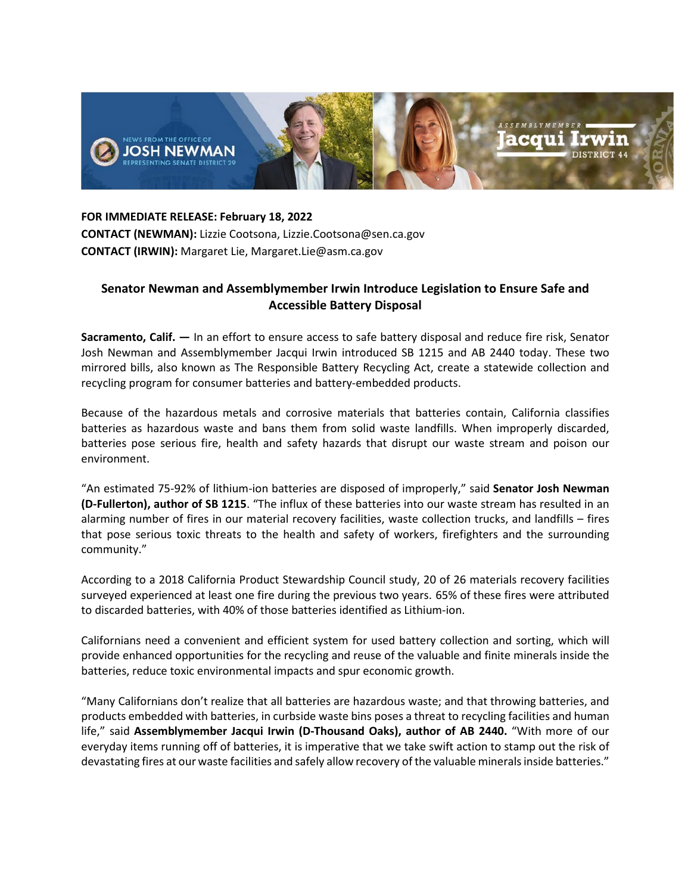**FOR IMMEDIATE RELEASE: February 18, 2022**
**CONTACT (NEWMAN):** Lizzie Cootsona, Lizzie.Cootsona@sen.ca.gov
**CONTACT (IRWIN):** Margaret Lie, Margaret.Lie@asm.ca.gov

## Senator Newman and Assemblymember Irwin Introduce Legislation to Ensure Safe and Accessible Battery Disposal

**Sacramento, Calif. —** In an effort to ensure access to safe battery disposal and reduce fire risk, Senator Josh Newman and Assemblymember Jacqui Irwin introduced SB 1215 and AB 2440 today. These two mirrored bills, also known as The Responsible Battery Recycling Act, create a statewide collection and recycling program for consumer batteries and battery-embedded products.

Because of the hazardous metals and corrosive materials that batteries contain, California classifies batteries as hazardous waste and bans them from solid waste landfills. When improperly discarded, batteries pose serious fire, health and safety hazards that disrupt our waste stream and poison our environment.

"An estimated 75-92% of lithium-ion batteries are disposed of improperly," said **Senator Josh Newman (D-Fullerton), author of SB 1215**. "The influx of these batteries into our waste stream has resulted in an alarming number of fires in our material recovery facilities, waste collection trucks, and landfills – fires that pose serious toxic threats to the health and safety of workers, firefighters and the surrounding community."

According to a 2018 California Product Stewardship Council study, 20 of 26 materials recovery facilities surveyed experienced at least one fire during the previous two years. 65% of these fires were attributed to discarded batteries, with 40% of those batteries identified as Lithium-ion.

Californians need a convenient and efficient system for used battery collection and sorting, which will provide enhanced opportunities for the recycling and reuse of the valuable and finite minerals inside the batteries, reduce toxic environmental impacts and spur economic growth.

"Many Californians don't realize that all batteries are hazardous waste; and that throwing batteries, and products embedded with batteries, in curbside waste bins poses a threat to recycling facilities and human life," said **Assemblymember Jacqui Irwin (D-Thousand Oaks), author of AB 2440.** "With more of our everyday items running off of batteries, it is imperative that we take swift action to stamp out the risk of devastating fires at our waste facilities and safely allow recovery of the valuable minerals inside batteries."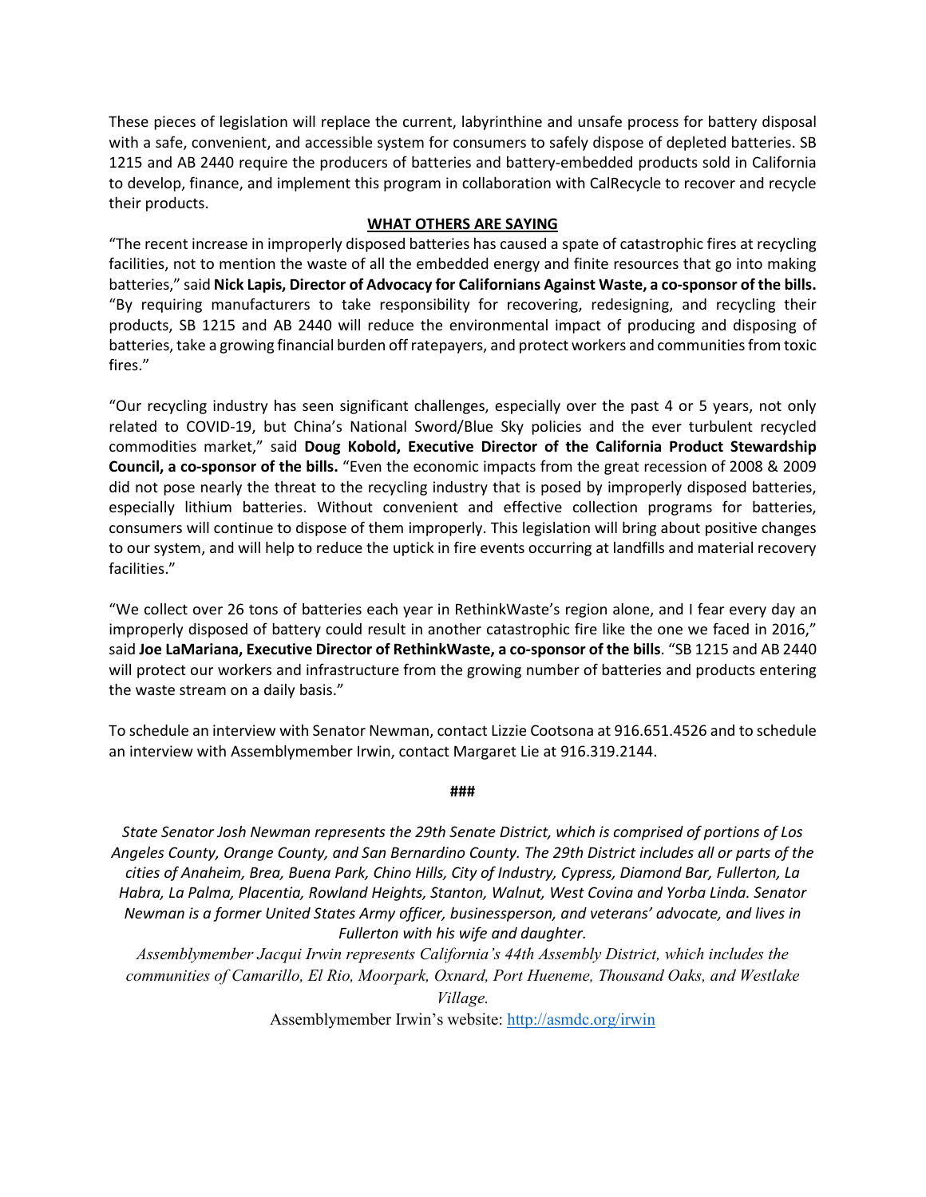These pieces of legislation will replace the current, labyrinthine and unsafe process for battery disposal with a safe, convenient, and accessible system for consumers to safely dispose of depleted batteries. SB 1215 and AB 2440 require the producers of batteries and battery-embedded products sold in California to develop, finance, and implement this program in collaboration with CalRecycle to recover and recycle their products.

## WHAT OTHERS ARE SAYING

"The recent increase in improperly disposed batteries has caused a spate of catastrophic fires at recycling facilities, not to mention the waste of all the embedded energy and finite resources that go into making batteries," said **Nick Lapis, Director of Advocacy for Californians Against Waste, a co-sponsor of the bills.** "By requiring manufacturers to take responsibility for recovering, redesigning, and recycling their products, SB 1215 and AB 2440 will reduce the environmental impact of producing and disposing of batteries, take a growing financial burden off ratepayers, and protect workers and communities from toxic fires."

"Our recycling industry has seen significant challenges, especially over the past 4 or 5 years, not only related to COVID-19, but China's National Sword/Blue Sky policies and the ever turbulent recycled commodities market," said **Doug Kobold, Executive Director of the California Product Stewardship Council, a co-sponsor of the bills.** "Even the economic impacts from the great recession of 2008 & 2009 did not pose nearly the threat to the recycling industry that is posed by improperly disposed batteries, especially lithium batteries. Without convenient and effective collection programs for batteries, consumers will continue to dispose of them improperly. This legislation will bring about positive changes to our system, and will help to reduce the uptick in fire events occurring at landfills and material recovery facilities."

"We collect over 26 tons of batteries each year in RethinkWaste's region alone, and I fear every day an improperly disposed of battery could result in another catastrophic fire like the one we faced in 2016," said **Joe LaMariana, Executive Director of RethinkWaste, a co-sponsor of the bills**. "SB 1215 and AB 2440 will protect our workers and infrastructure from the growing number of batteries and products entering the waste stream on a daily basis."

To schedule an interview with Senator Newman, contact Lizzie Cootsona at 916.651.4526 and to schedule an interview with Assemblymember Irwin, contact Margaret Lie at 916.319.2144.

**###**

*State Senator Josh Newman represents the 29th Senate District, which is comprised of portions of Los Angeles County, Orange County, and San Bernardino County. The 29th District includes all or parts of the cities of Anaheim, Brea, Buena Park, Chino Hills, City of Industry, Cypress, Diamond Bar, Fullerton, La Habra, La Palma, Placentia, Rowland Heights, Stanton, Walnut, West Covina and Yorba Linda. Senator Newman is a former United States Army officer, businessperson, and veterans' advocate, and lives in Fullerton with his wife and daughter.*

*Assemblymember Jacqui Irwin represents California's 44th Assembly District, which includes the communities of Camarillo, El Rio, Moorpark, Oxnard, Port Hueneme, Thousand Oaks, and Westlake Village.*

Assemblymember Irwin's website: [http://asmdc.org/irwin](http://asmdc.org/irwin)